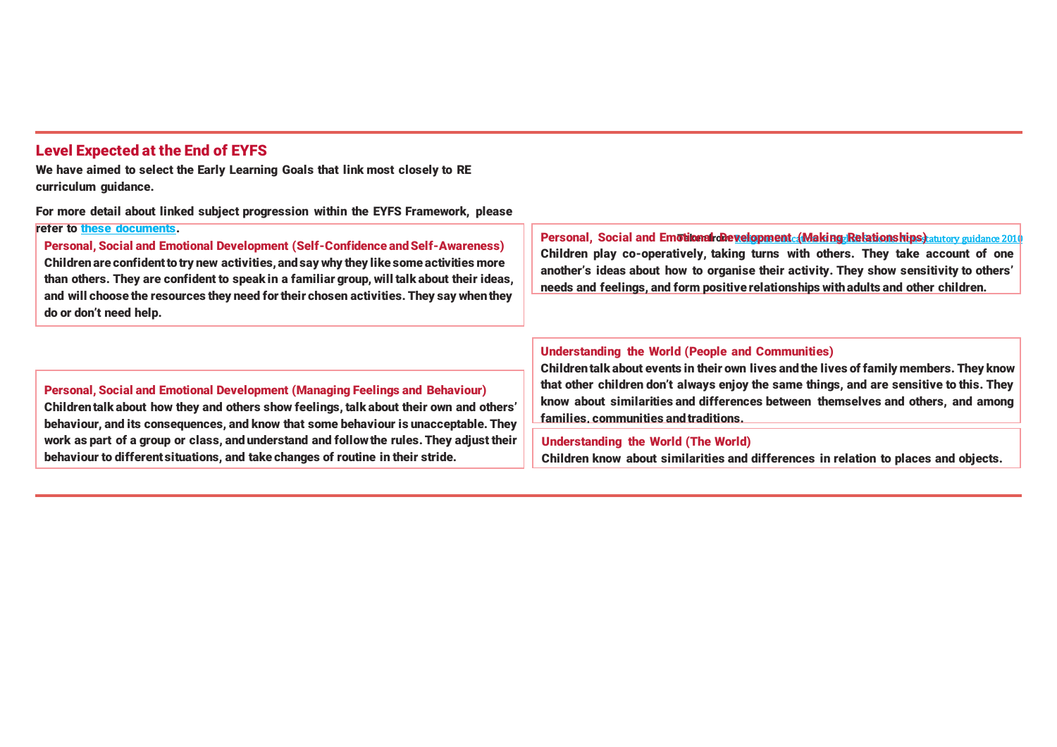## Level Expected at the End of EYFS

**We have aimed to select the Early Learning Goals that link most closely to RE curriculum guidance.**

**For more detail about linked subject progression within the EYFS Framework, please refer to [these documents](#).**

### Personal, Social and Emotional Development (Self-Confidence and Self-Awareness)

**Children are confident to try new activities, and say why they like some activities more than others. They are confident to speak in a familiar group, will talk about their ideas, and will choose the resources they need for their chosen activities. They say when they do or don't need help.**

### Personal, Social and Emotional Development (Managing Feelings and Behaviour)

**Children talk about how they and others show feelings, talk about their own and others' behaviour, and its consequences, and know that some behaviour is unacceptable. They work as part of a group or class, and understand and follow the rules. They adjust their behaviour to different situations, and take changes of routine in their stride.**

Taken from Religious education in English schools: Non-statutory guidance 2010

### Personal, Social and Emotional Development (Making Relationships)

**Children play co-operatively, taking turns with others. They take account of one another's ideas about how to organise their activity. They show sensitivity to others' needs and feelings, and form positive relationships with adults and other children.**

### Understanding the World (People and Communities)

**Children talk about events in their own lives and the lives of family members. They know that other children don't always enjoy the same things, and are sensitive to this. They know about similarities and differences between themselves and others, and among families, communities and traditions.**

### Understanding the World (The World)

**Children know about similarities and differences in relation to places and objects.**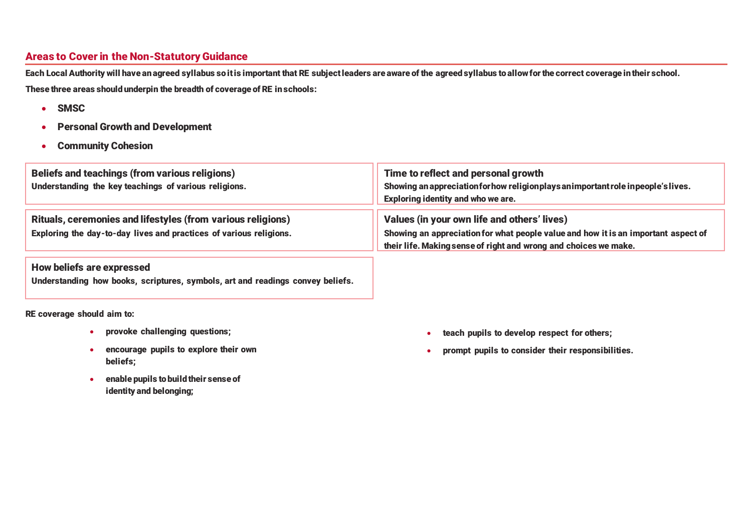## Areas to Cover in the Non-Statutory Guidance

**Each Local Authority will have an agreed syllabus so it is important that RE subject leaders are aware of the agreed syllabus to allow for the correct coverage in their school.**

**These three areas should underpin the breadth of coverage of RE in schools:**

- **SMSC**
- **Personal Growth and Development**
- **Community Cohesion**

### Beliefs and teachings (from various religions)

**Understanding the key teachings of various religions.**

### Time to reflect and personal growth

**Showing an appreciation for how religion plays an important role in people's lives. Exploring identity and who we are.**

### Rituals, ceremonies and lifestyles (from various religions)

**Exploring the day-to-day lives and practices of various religions.**

### Values (in your own life and others' lives)

**Showing an appreciation for what people value and how it is an important aspect of their life. Making sense of right and wrong and choices we make.**

### How beliefs are expressed

**Understanding how books, scriptures, symbols, art and readings convey beliefs.**

**RE coverage should aim to:**

- **provoke challenging questions;**
- **encourage pupils to explore their own beliefs;**
- **enable pupils to build their sense of identity and belonging;**
- **teach pupils to develop respect for others;**
- **prompt pupils to consider their responsibilities.**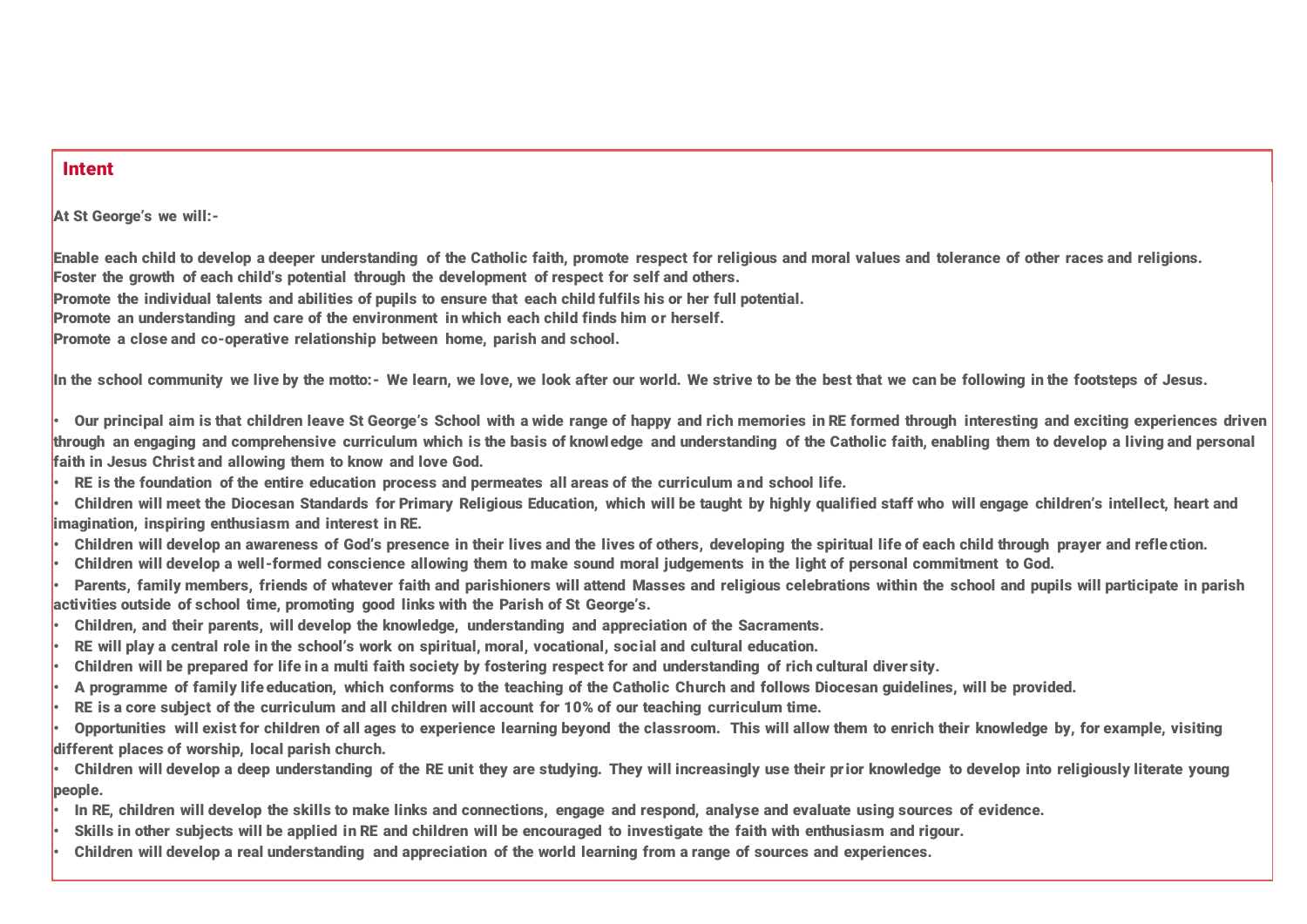## Intent

**At St George's we will:-**

**Enable each child to develop a deeper understanding of the Catholic faith, promote respect for religious and moral values and tolerance of other races and religions.**
**Foster the growth of each child's potential through the development of respect for self and others.**
**Promote the individual talents and abilities of pupils to ensure that each child fulfils his or her full potential.**
**Promote an understanding and care of the environment in which each child finds him or herself.**
**Promote a close and co-operative relationship between home, parish and school.**

**In the school community we live by the motto:- We learn, we love, we look after our world. We strive to be the best that we can be following in the footsteps of Jesus.**

- **Our principal aim is that children leave St George's School with a wide range of happy and rich memories in RE formed through interesting and exciting experiences driven through an engaging and comprehensive curriculum which is the basis of knowledge and understanding of the Catholic faith, enabling them to develop a living and personal faith in Jesus Christ and allowing them to know and love God.**
- **RE is the foundation of the entire education process and permeates all areas of the curriculum and school life.**
- **Children will meet the Diocesan Standards for Primary Religious Education, which will be taught by highly qualified staff who will engage children's intellect, heart and imagination, inspiring enthusiasm and interest in RE.**
- **Children will develop an awareness of God's presence in their lives and the lives of others, developing the spiritual life of each child through prayer and reflection.**
- **Children will develop a well-formed conscience allowing them to make sound moral judgements in the light of personal commitment to God.**
- **Parents, family members, friends of whatever faith and parishioners will attend Masses and religious celebrations within the school and pupils will participate in parish activities outside of school time, promoting good links with the Parish of St George's.**
- **Children, and their parents, will develop the knowledge, understanding and appreciation of the Sacraments.**
- **RE will play a central role in the school's work on spiritual, moral, vocational, social and cultural education.**
- **Children will be prepared for life in a multi faith society by fostering respect for and understanding of rich cultural diversity.**
- **A programme of family life education, which conforms to the teaching of the Catholic Church and follows Diocesan guidelines, will be provided.**
- **RE is a core subject of the curriculum and all children will account for 10% of our teaching curriculum time.**
- **Opportunities will exist for children of all ages to experience learning beyond the classroom. This will allow them to enrich their knowledge by, for example, visiting different places of worship, local parish church.**
- **Children will develop a deep understanding of the RE unit they are studying. They will increasingly use their prior knowledge to develop into religiously literate young people.**
- **In RE, children will develop the skills to make links and connections, engage and respond, analyse and evaluate using sources of evidence.**
- **Skills in other subjects will be applied in RE and children will be encouraged to investigate the faith with enthusiasm and rigour.**
- **Children will develop a real understanding and appreciation of the world learning from a range of sources and experiences.**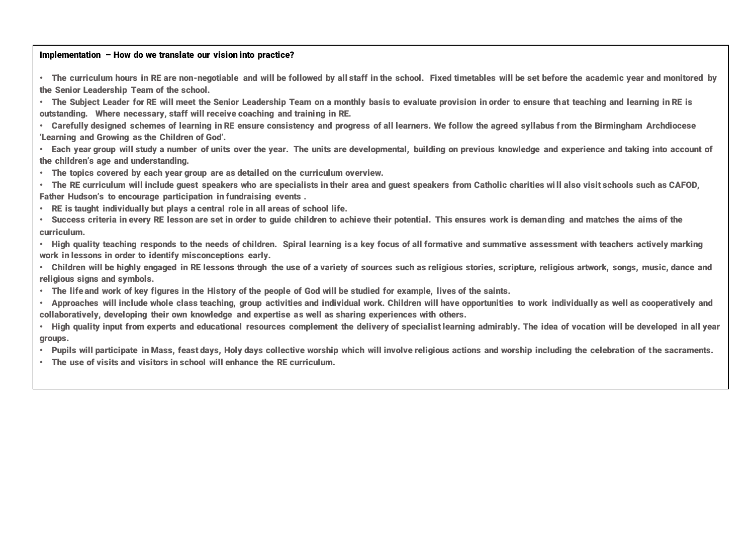**Implementation – How do we translate our vision into practice?**

- The curriculum hours in RE are non-negotiable and will be followed by all staff in the school. Fixed timetables will be set before the academic year and monitored by the Senior Leadership Team of the school.
- The Subject Leader for RE will meet the Senior Leadership Team on a monthly basis to evaluate provision in order to ensure that teaching and learning in RE is outstanding. Where necessary, staff will receive coaching and training in RE.
- Carefully designed schemes of learning in RE ensure consistency and progress of all learners. We follow the agreed syllabus from the Birmingham Archdiocese 'Learning and Growing as the Children of God'.
- Each year group will study a number of units over the year. The units are developmental, building on previous knowledge and experience and taking into account of the children's age and understanding.
- The topics covered by each year group are as detailed on the curriculum overview.
- The RE curriculum will include guest speakers who are specialists in their area and guest speakers from Catholic charities will also visit schools such as CAFOD, Father Hudson's to encourage participation in fundraising events .
- RE is taught individually but plays a central role in all areas of school life.
- Success criteria in every RE lesson are set in order to guide children to achieve their potential. This ensures work is demanding and matches the aims of the curriculum.
- High quality teaching responds to the needs of children. Spiral learning is a key focus of all formative and summative assessment with teachers actively marking work in lessons in order to identify misconceptions early.
- Children will be highly engaged in RE lessons through the use of a variety of sources such as religious stories, scripture, religious artwork, songs, music, dance and religious signs and symbols.
- The life and work of key figures in the History of the people of God will be studied for example, lives of the saints.
- Approaches will include whole class teaching, group activities and individual work. Children will have opportunities to work individually as well as cooperatively and collaboratively, developing their own knowledge and expertise as well as sharing experiences with others.
- High quality input from experts and educational resources complement the delivery of specialist learning admirably. The idea of vocation will be developed in all year groups.
- Pupils will participate in Mass, feast days, Holy days collective worship which will involve religious actions and worship including the celebration of the sacraments.
- The use of visits and visitors in school will enhance the RE curriculum.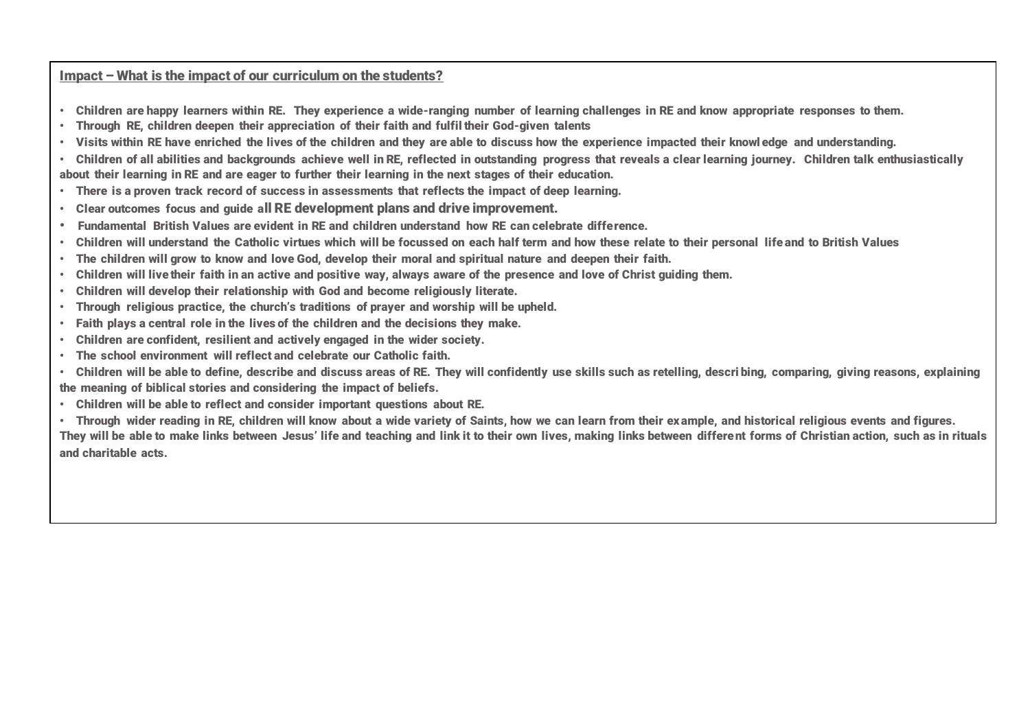**Impact – What is the impact of our curriculum on the students?**

- Children are happy learners within RE. They experience a wide-ranging number of learning challenges in RE and know appropriate responses to them.
- Through RE, children deepen their appreciation of their faith and fulfil their God-given talents
- Visits within RE have enriched the lives of the children and they are able to discuss how the experience impacted their knowledge and understanding.
- Children of all abilities and backgrounds achieve well in RE, reflected in outstanding progress that reveals a clear learning journey. Children talk enthusiastically about their learning in RE and are eager to further their learning in the next stages of their education.
- There is a proven track record of success in assessments that reflects the impact of deep learning.
- Clear outcomes focus and guide all RE development plans and drive improvement.
- Fundamental British Values are evident in RE and children understand how RE can celebrate difference.
- Children will understand the Catholic virtues which will be focussed on each half term and how these relate to their personal life and to British Values
- The children will grow to know and love God, develop their moral and spiritual nature and deepen their faith.
- Children will live their faith in an active and positive way, always aware of the presence and love of Christ guiding them.
- Children will develop their relationship with God and become religiously literate.
- Through religious practice, the church's traditions of prayer and worship will be upheld.
- Faith plays a central role in the lives of the children and the decisions they make.
- Children are confident, resilient and actively engaged in the wider society.
- The school environment will reflect and celebrate our Catholic faith.
- Children will be able to define, describe and discuss areas of RE. They will confidently use skills such as retelling, describing, comparing, giving reasons, explaining the meaning of biblical stories and considering the impact of beliefs.
- Children will be able to reflect and consider important questions about RE.
- Through wider reading in RE, children will know about a wide variety of Saints, how we can learn from their example, and historical religious events and figures. They will be able to make links between Jesus' life and teaching and link it to their own lives, making links between different forms of Christian action, such as in rituals and charitable acts.